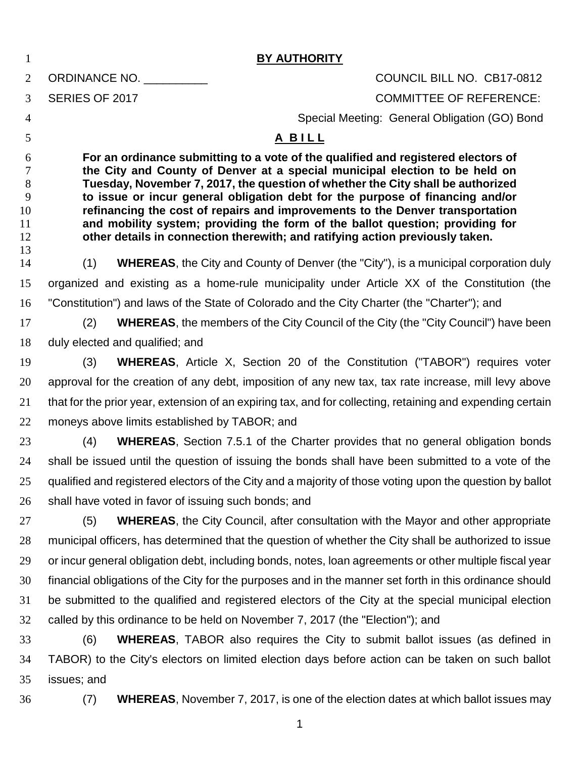**BY AUTHORITY**

ORDINANCE NO. __________ COUNCIL BILL NO. CB17-0812

SERIES OF 2017 COMMITTEE OF REFERENCE:

Special Meeting: General Obligation (GO) Bond

**A BILL**

**For an ordinance submitting to a vote of the qualified and registered electors of the City and County of Denver at a special municipal election to be held on Tuesday, November 7, 2017, the question of whether the City shall be authorized to issue or incur general obligation debt for the purpose of financing and/or refinancing the cost of repairs and improvements to the Denver transportation and mobility system; providing the form of the ballot question; providing for other details in connection therewith; and ratifying action previously taken.**

(1) **WHEREAS**, the City and County of Denver (the "City"), is a municipal corporation duly organized and existing as a home-rule municipality under Article XX of the Constitution (the "Constitution") and laws of the State of Colorado and the City Charter (the "Charter"); and

(2) **WHEREAS**, the members of the City Council of the City (the "City Council") have been duly elected and qualified; and

(3) **WHEREAS**, Article X, Section 20 of the Constitution ("TABOR") requires voter approval for the creation of any debt, imposition of any new tax, tax rate increase, mill levy above that for the prior year, extension of an expiring tax, and for collecting, retaining and expending certain moneys above limits established by TABOR; and

(4) **WHEREAS**, Section 7.5.1 of the Charter provides that no general obligation bonds shall be issued until the question of issuing the bonds shall have been submitted to a vote of the qualified and registered electors of the City and a majority of those voting upon the question by ballot shall have voted in favor of issuing such bonds; and

(5) **WHEREAS**, the City Council, after consultation with the Mayor and other appropriate municipal officers, has determined that the question of whether the City shall be authorized to issue or incur general obligation debt, including bonds, notes, loan agreements or other multiple fiscal year financial obligations of the City for the purposes and in the manner set forth in this ordinance should be submitted to the qualified and registered electors of the City at the special municipal election called by this ordinance to be held on November 7, 2017 (the "Election"); and

(6) **WHEREAS**, TABOR also requires the City to submit ballot issues (as defined in TABOR) to the City's electors on limited election days before action can be taken on such ballot issues; and

(7) **WHEREAS**, November 7, 2017, is one of the election dates at which ballot issues may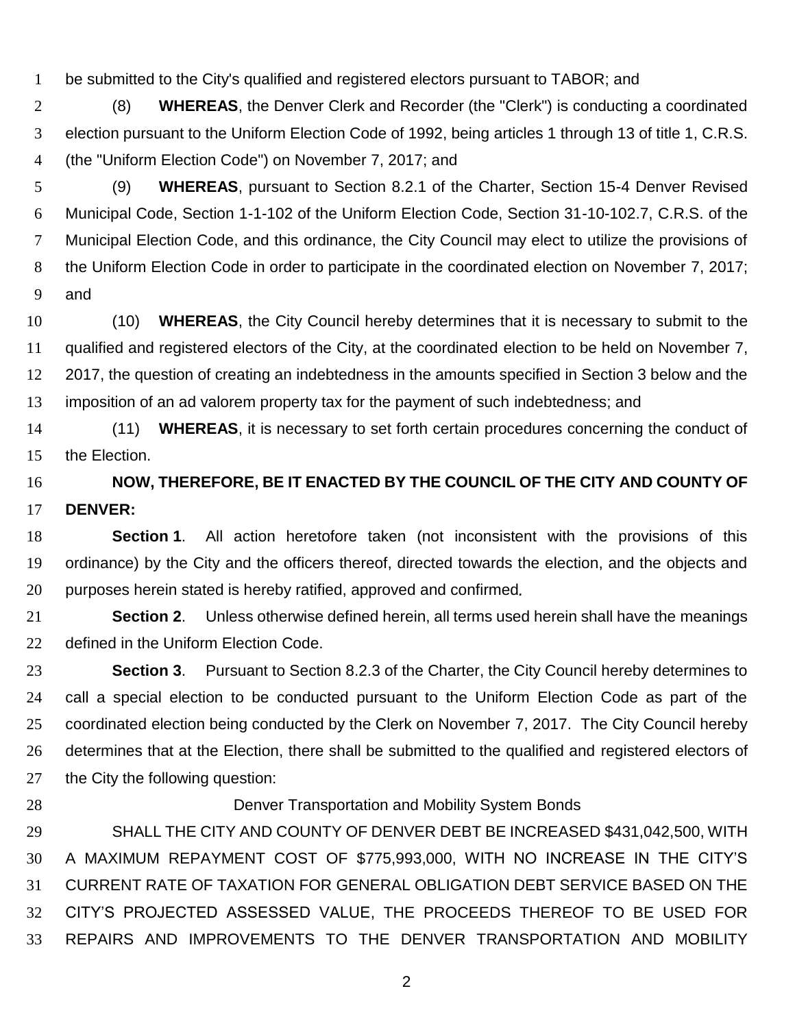be submitted to the City's qualified and registered electors pursuant to TABOR; and

(8) **WHEREAS**, the Denver Clerk and Recorder (the "Clerk") is conducting a coordinated election pursuant to the Uniform Election Code of 1992, being articles 1 through 13 of title 1, C.R.S. (the "Uniform Election Code") on November 7, 2017; and

(9) **WHEREAS**, pursuant to Section 8.2.1 of the Charter, Section 15-4 Denver Revised Municipal Code, Section 1-1-102 of the Uniform Election Code, Section 31-10-102.7, C.R.S. of the Municipal Election Code, and this ordinance, the City Council may elect to utilize the provisions of the Uniform Election Code in order to participate in the coordinated election on November 7, 2017; and

(10) **WHEREAS**, the City Council hereby determines that it is necessary to submit to the qualified and registered electors of the City, at the coordinated election to be held on November 7, 2017, the question of creating an indebtedness in the amounts specified in Section 3 below and the imposition of an ad valorem property tax for the payment of such indebtedness; and

(11) **WHEREAS**, it is necessary to set forth certain procedures concerning the conduct of the Election.

**NOW, THEREFORE, BE IT ENACTED BY THE COUNCIL OF THE CITY AND COUNTY OF DENVER:**

**Section 1**. All action heretofore taken (not inconsistent with the provisions of this ordinance) by the City and the officers thereof, directed towards the election, and the objects and purposes herein stated is hereby ratified, approved and confirmed*.*

**Section 2**. Unless otherwise defined herein, all terms used herein shall have the meanings defined in the Uniform Election Code.

**Section 3**. Pursuant to Section 8.2.3 of the Charter, the City Council hereby determines to call a special election to be conducted pursuant to the Uniform Election Code as part of the coordinated election being conducted by the Clerk on November 7, 2017. The City Council hereby determines that at the Election, there shall be submitted to the qualified and registered electors of the City the following question:

Denver Transportation and Mobility System Bonds

SHALL THE CITY AND COUNTY OF DENVER DEBT BE INCREASED $431,042,500, WITH A MAXIMUM REPAYMENT COST OF $775,993,000, WITH NO INCREASE IN THE CITY'S CURRENT RATE OF TAXATION FOR GENERAL OBLIGATION DEBT SERVICE BASED ON THE CITY'S PROJECTED ASSESSED VALUE, THE PROCEEDS THEREOF TO BE USED FOR REPAIRS AND IMPROVEMENTS TO THE DENVER TRANSPORTATION AND MOBILITY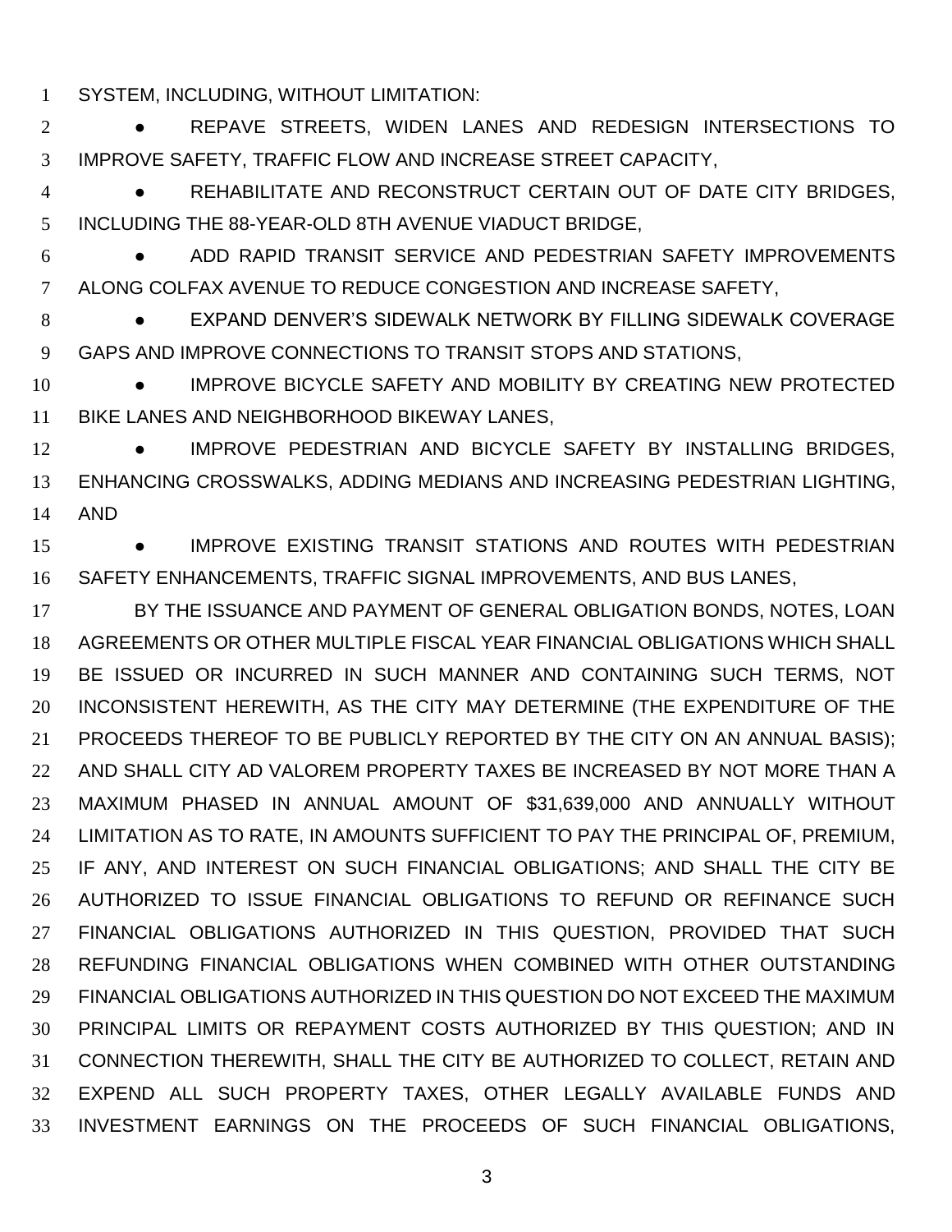SYSTEM, INCLUDING, WITHOUT LIMITATION:

- REPAVE STREETS, WIDEN LANES AND REDESIGN INTERSECTIONS TO IMPROVE SAFETY, TRAFFIC FLOW AND INCREASE STREET CAPACITY,
- REHABILITATE AND RECONSTRUCT CERTAIN OUT OF DATE CITY BRIDGES, INCLUDING THE 88-YEAR-OLD 8TH AVENUE VIADUCT BRIDGE,
- ADD RAPID TRANSIT SERVICE AND PEDESTRIAN SAFETY IMPROVEMENTS ALONG COLFAX AVENUE TO REDUCE CONGESTION AND INCREASE SAFETY,
- EXPAND DENVER'S SIDEWALK NETWORK BY FILLING SIDEWALK COVERAGE GAPS AND IMPROVE CONNECTIONS TO TRANSIT STOPS AND STATIONS,
- IMPROVE BICYCLE SAFETY AND MOBILITY BY CREATING NEW PROTECTED BIKE LANES AND NEIGHBORHOOD BIKEWAY LANES,
- IMPROVE PEDESTRIAN AND BICYCLE SAFETY BY INSTALLING BRIDGES, ENHANCING CROSSWALKS, ADDING MEDIANS AND INCREASING PEDESTRIAN LIGHTING, AND
- IMPROVE EXISTING TRANSIT STATIONS AND ROUTES WITH PEDESTRIAN SAFETY ENHANCEMENTS, TRAFFIC SIGNAL IMPROVEMENTS, AND BUS LANES,

BY THE ISSUANCE AND PAYMENT OF GENERAL OBLIGATION BONDS, NOTES, LOAN AGREEMENTS OR OTHER MULTIPLE FISCAL YEAR FINANCIAL OBLIGATIONS WHICH SHALL BE ISSUED OR INCURRED IN SUCH MANNER AND CONTAINING SUCH TERMS, NOT INCONSISTENT HEREWITH, AS THE CITY MAY DETERMINE (THE EXPENDITURE OF THE PROCEEDS THEREOF TO BE PUBLICLY REPORTED BY THE CITY ON AN ANNUAL BASIS); AND SHALL CITY AD VALOREM PROPERTY TAXES BE INCREASED BY NOT MORE THAN A MAXIMUM PHASED IN ANNUAL AMOUNT OF $31,639,000 AND ANNUALLY WITHOUT LIMITATION AS TO RATE, IN AMOUNTS SUFFICIENT TO PAY THE PRINCIPAL OF, PREMIUM, IF ANY, AND INTEREST ON SUCH FINANCIAL OBLIGATIONS; AND SHALL THE CITY BE AUTHORIZED TO ISSUE FINANCIAL OBLIGATIONS TO REFUND OR REFINANCE SUCH FINANCIAL OBLIGATIONS AUTHORIZED IN THIS QUESTION, PROVIDED THAT SUCH REFUNDING FINANCIAL OBLIGATIONS WHEN COMBINED WITH OTHER OUTSTANDING FINANCIAL OBLIGATIONS AUTHORIZED IN THIS QUESTION DO NOT EXCEED THE MAXIMUM PRINCIPAL LIMITS OR REPAYMENT COSTS AUTHORIZED BY THIS QUESTION; AND IN CONNECTION THEREWITH, SHALL THE CITY BE AUTHORIZED TO COLLECT, RETAIN AND EXPEND ALL SUCH PROPERTY TAXES, OTHER LEGALLY AVAILABLE FUNDS AND INVESTMENT EARNINGS ON THE PROCEEDS OF SUCH FINANCIAL OBLIGATIONS,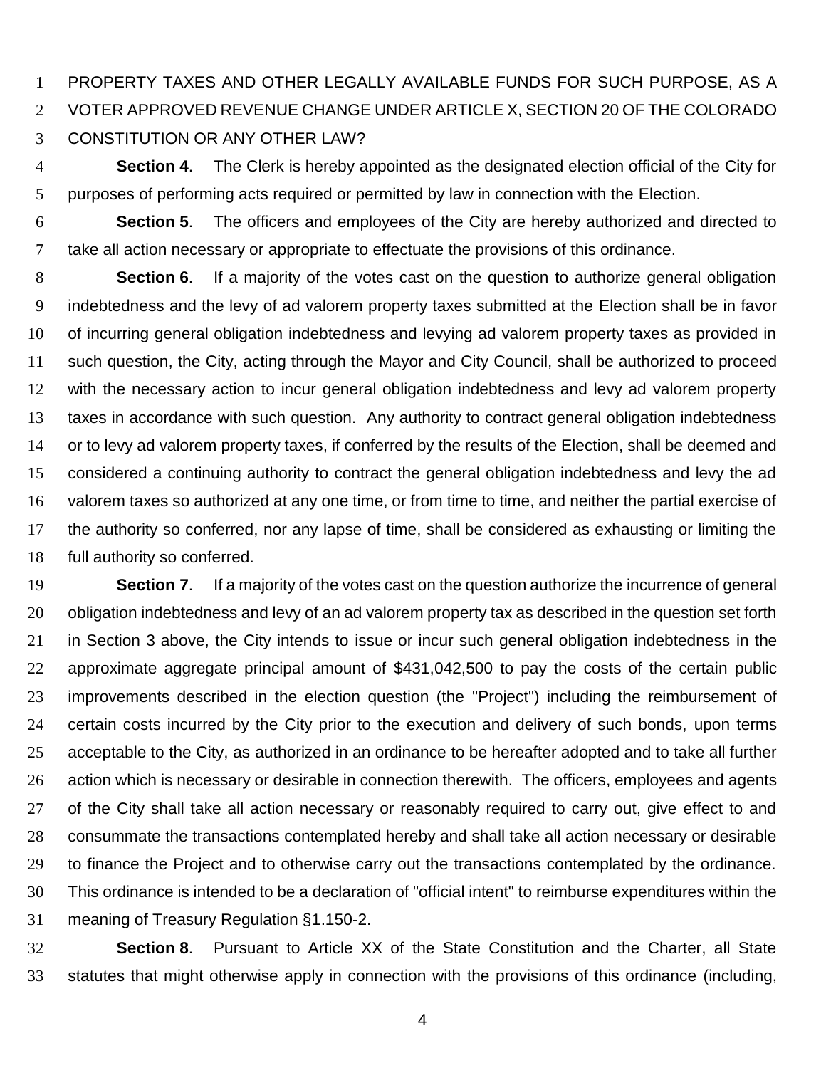PROPERTY TAXES AND OTHER LEGALLY AVAILABLE FUNDS FOR SUCH PURPOSE, AS A VOTER APPROVED REVENUE CHANGE UNDER ARTICLE X, SECTION 20 OF THE COLORADO CONSTITUTION OR ANY OTHER LAW?

**Section 4**. The Clerk is hereby appointed as the designated election official of the City for purposes of performing acts required or permitted by law in connection with the Election.

**Section 5**. The officers and employees of the City are hereby authorized and directed to take all action necessary or appropriate to effectuate the provisions of this ordinance.

**Section 6**. If a majority of the votes cast on the question to authorize general obligation indebtedness and the levy of ad valorem property taxes submitted at the Election shall be in favor of incurring general obligation indebtedness and levying ad valorem property taxes as provided in such question, the City, acting through the Mayor and City Council, shall be authorized to proceed with the necessary action to incur general obligation indebtedness and levy ad valorem property taxes in accordance with such question. Any authority to contract general obligation indebtedness or to levy ad valorem property taxes, if conferred by the results of the Election, shall be deemed and considered a continuing authority to contract the general obligation indebtedness and levy the ad valorem taxes so authorized at any one time, or from time to time, and neither the partial exercise of the authority so conferred, nor any lapse of time, shall be considered as exhausting or limiting the full authority so conferred.

**Section 7**. If a majority of the votes cast on the question authorize the incurrence of general obligation indebtedness and levy of an ad valorem property tax as described in the question set forth in Section 3 above, the City intends to issue or incur such general obligation indebtedness in the approximate aggregate principal amount of $431,042,500 to pay the costs of the certain public improvements described in the election question (the "Project") including the reimbursement of certain costs incurred by the City prior to the execution and delivery of such bonds, upon terms acceptable to the City, as authorized in an ordinance to be hereafter adopted and to take all further action which is necessary or desirable in connection therewith. The officers, employees and agents of the City shall take all action necessary or reasonably required to carry out, give effect to and consummate the transactions contemplated hereby and shall take all action necessary or desirable to finance the Project and to otherwise carry out the transactions contemplated by the ordinance. This ordinance is intended to be a declaration of "official intent" to reimburse expenditures within the meaning of Treasury Regulation §1.150-2.

**Section 8**. Pursuant to Article XX of the State Constitution and the Charter, all State statutes that might otherwise apply in connection with the provisions of this ordinance (including,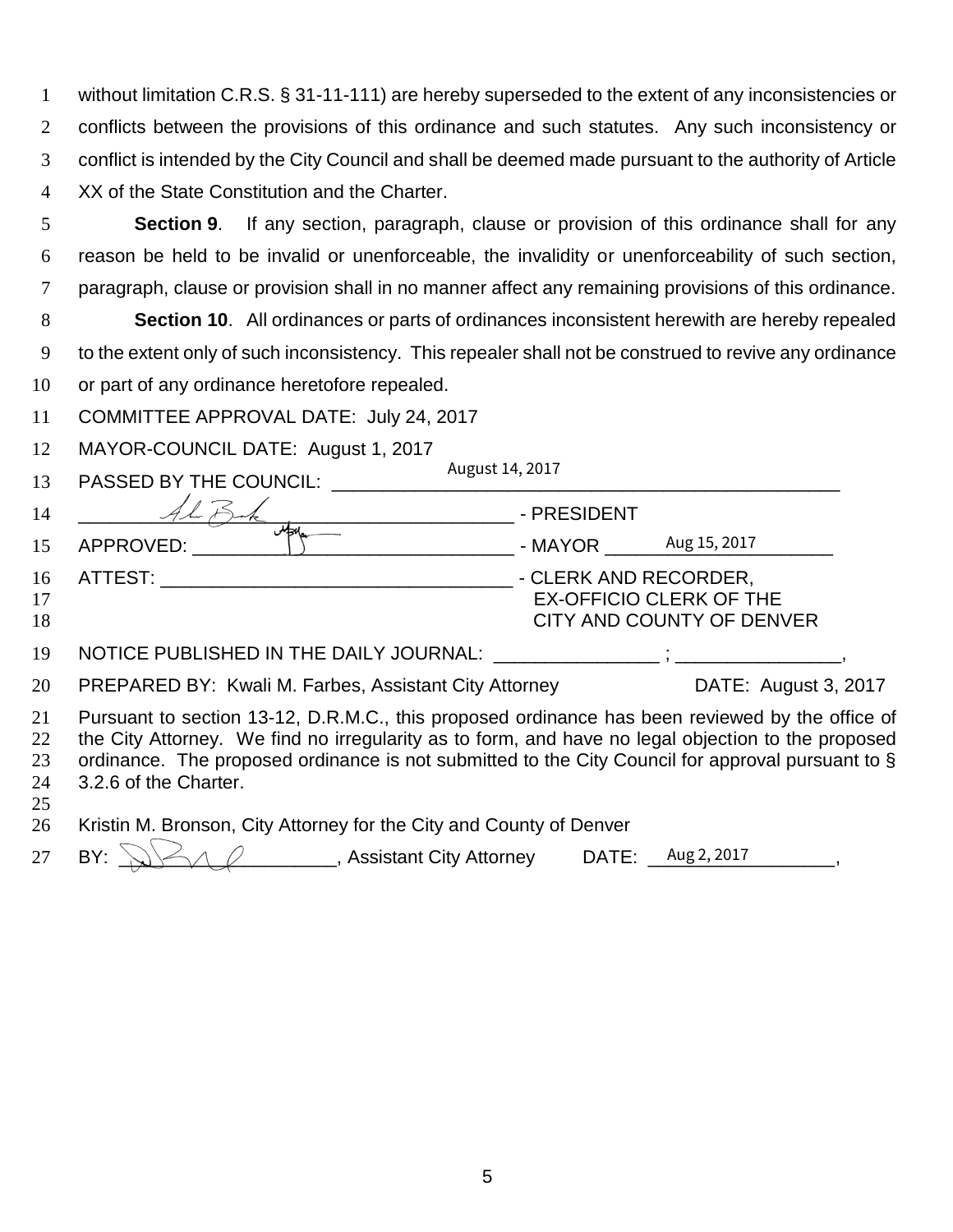without limitation C.R.S. § 31-11-111) are hereby superseded to the extent of any inconsistencies or conflicts between the provisions of this ordinance and such statutes. Any such inconsistency or conflict is intended by the City Council and shall be deemed made pursuant to the authority of Article XX of the State Constitution and the Charter.

**Section 9**. If any section, paragraph, clause or provision of this ordinance shall for any reason be held to be invalid or unenforceable, the invalidity or unenforceability of such section, paragraph, clause or provision shall in no manner affect any remaining provisions of this ordinance.

**Section 10**. All ordinances or parts of ordinances inconsistent herewith are hereby repealed to the extent only of such inconsistency. This repealer shall not be construed to revive any ordinance or part of any ordinance heretofore repealed.

COMMITTEE APPROVAL DATE: July 24, 2017

MAYOR-COUNCIL DATE: August 1, 2017

PASSED BY THE COUNCIL: August 14, 2017

_______________ - PRESIDENT

APPROVED: _______________ - MAYOR Aug 15, 2017

ATTEST: _______________ - CLERK AND RECORDER, EX-OFFICIO CLERK OF THE CITY AND COUNTY OF DENVER

NOTICE PUBLISHED IN THE DAILY JOURNAL: _______________ ; _______________,

PREPARED BY: Kwali M. Farbes, Assistant City Attorney DATE: August 3, 2017

Pursuant to section 13-12, D.R.M.C., this proposed ordinance has been reviewed by the office of the City Attorney. We find no irregularity as to form, and have no legal objection to the proposed ordinance. The proposed ordinance is not submitted to the City Council for approval pursuant to § 3.2.6 of the Charter.

Kristin M. Bronson, City Attorney for the City and County of Denver

BY: _______________, Assistant City Attorney DATE: Aug 2, 2017,